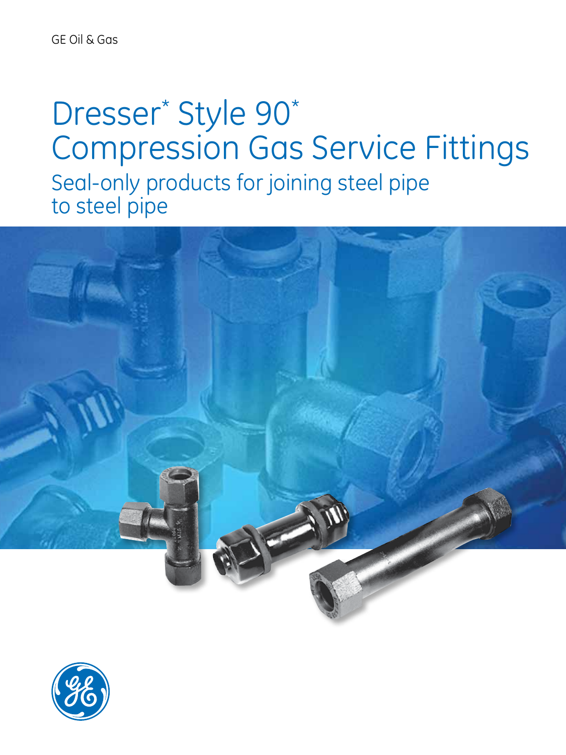GE Oil & Gas

# Dresser* Style 90* Compression Gas Service Fittings

## Seal-only products for joining steel pipe to steel pipe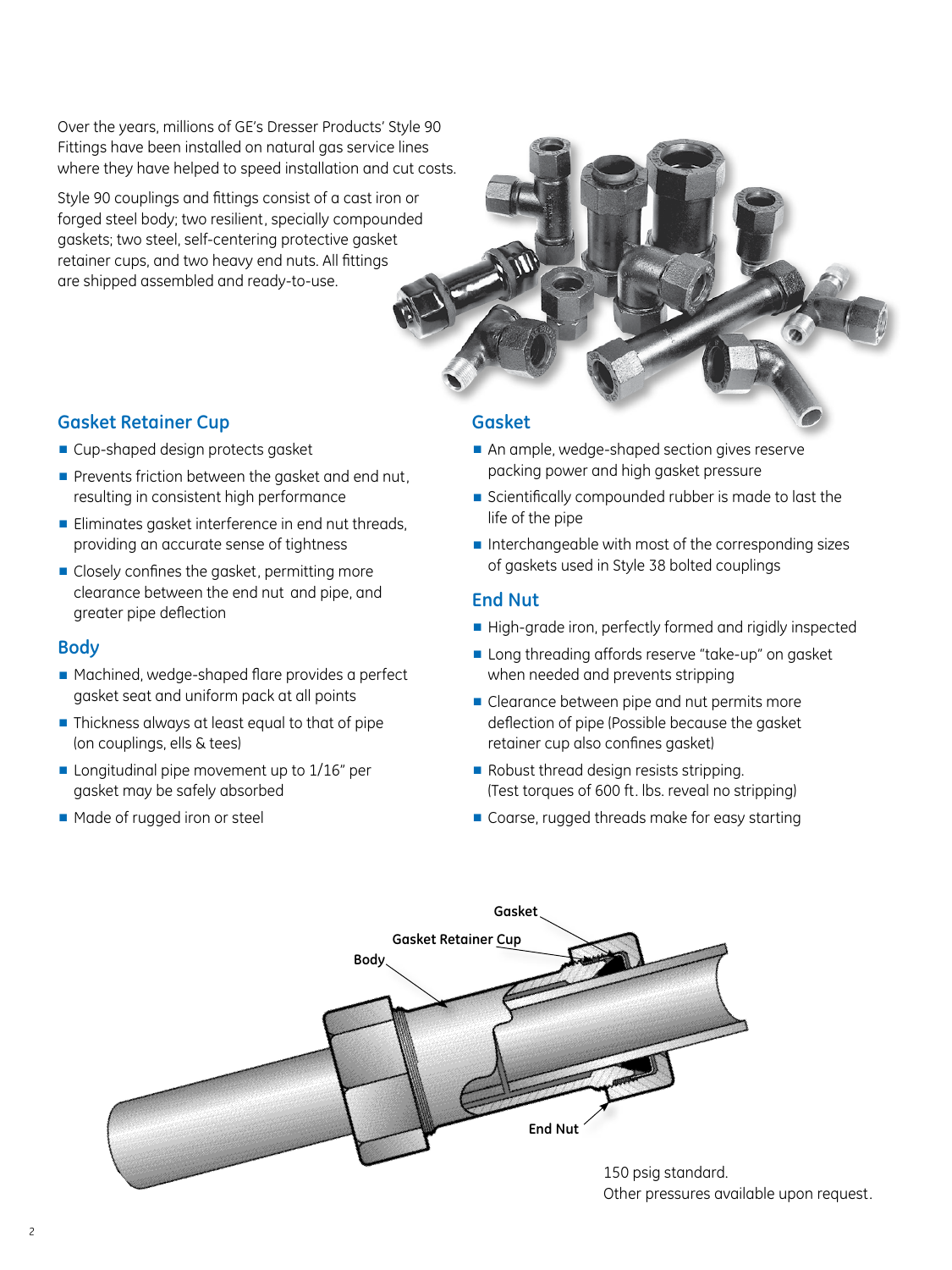Over the years, millions of GE's Dresser Products' Style 90 Fittings have been installed on natural gas service lines where they have helped to speed installation and cut costs.

Style 90 couplings and fittings consist of a cast iron or forged steel body; two resilient, specially compounded gaskets; two steel, self-centering protective gasket retainer cups, and two heavy end nuts. All fittings are shipped assembled and ready-to-use.

## Gasket Retainer Cup

- Cup-shaped design protects gasket
- Prevents friction between the gasket and end nut, resulting in consistent high performance
- Eliminates gasket interference in end nut threads, providing an accurate sense of tightness
- Closely confines the gasket, permitting more clearance between the end nut and pipe, and greater pipe deflection

## Body

- Machined, wedge-shaped flare provides a perfect gasket seat and uniform pack at all points
- Thickness always at least equal to that of pipe (on couplings, ells & tees)
- Longitudinal pipe movement up to 1/16" per gasket may be safely absorbed
- Made of rugged iron or steel

## Gasket

- An ample, wedge-shaped section gives reserve packing power and high gasket pressure
- Scientifically compounded rubber is made to last the life of the pipe
- Interchangeable with most of the corresponding sizes of gaskets used in Style 38 bolted couplings

## End Nut

- High-grade iron, perfectly formed and rigidly inspected
- Long threading affords reserve "take-up" on gasket when needed and prevents stripping
- Clearance between pipe and nut permits more deflection of pipe (Possible because the gasket retainer cup also confines gasket)
- Robust thread design resists stripping. (Test torques of 600 ft. lbs. reveal no stripping)
- Coarse, rugged threads make for easy starting

Gasket
Gasket Retainer Cup
Body
End Nut

150 psig standard.
Other pressures available upon request.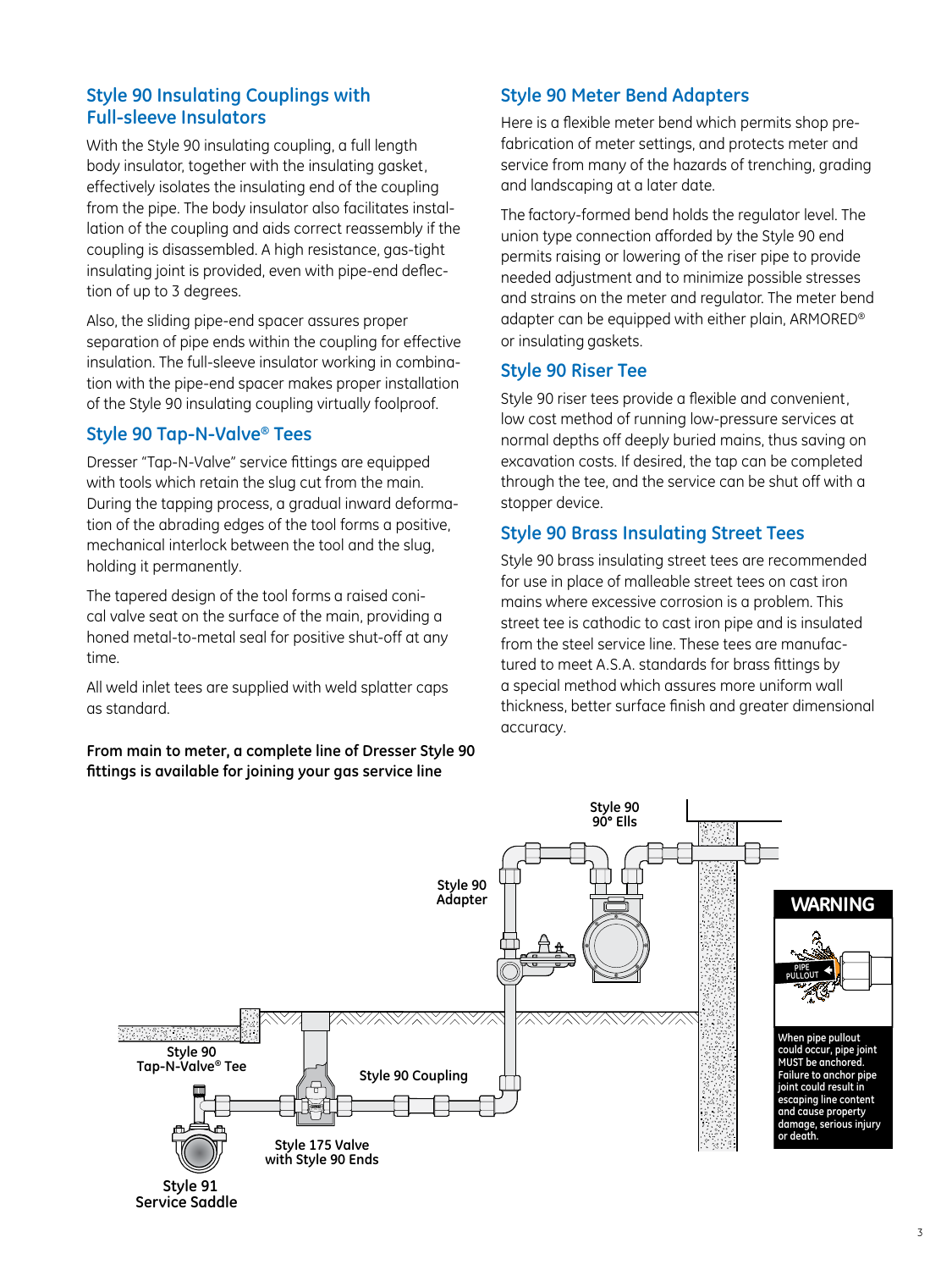## Style 90 Insulating Couplings with Full-sleeve Insulators

With the Style 90 insulating coupling, a full length body insulator, together with the insulating gasket, effectively isolates the insulating end of the coupling from the pipe. The body insulator also facilitates installation of the coupling and aids correct reassembly if the coupling is disassembled. A high resistance, gas-tight insulating joint is provided, even with pipe-end deflection of up to 3 degrees.

Also, the sliding pipe-end spacer assures proper separation of pipe ends within the coupling for effective insulation. The full-sleeve insulator working in combination with the pipe-end spacer makes proper installation of the Style 90 insulating coupling virtually foolproof.

## Style 90 Tap-N-Valve® Tees

Dresser "Tap-N-Valve" service fittings are equipped with tools which retain the slug cut from the main. During the tapping process, a gradual inward deformation of the abrading edges of the tool forms a positive, mechanical interlock between the tool and the slug, holding it permanently.

The tapered design of the tool forms a raised conical valve seat on the surface of the main, providing a honed metal-to-metal seal for positive shut-off at any time.

All weld inlet tees are supplied with weld splatter caps as standard.

**From main to meter, a complete line of Dresser Style 90 fittings is available for joining your gas service line**

## Style 90 Meter Bend Adapters

Here is a flexible meter bend which permits shop prefabrication of meter settings, and protects meter and service from many of the hazards of trenching, grading and landscaping at a later date.

The factory-formed bend holds the regulator level. The union type connection afforded by the Style 90 end permits raising or lowering of the riser pipe to provide needed adjustment and to minimize possible stresses and strains on the meter and regulator. The meter bend adapter can be equipped with either plain, ARMORED® or insulating gaskets.

## Style 90 Riser Tee

Style 90 riser tees provide a flexible and convenient, low cost method of running low-pressure services at normal depths off deeply buried mains, thus saving on excavation costs. If desired, the tap can be completed through the tee, and the service can be shut off with a stopper device.

## Style 90 Brass Insulating Street Tees

Style 90 brass insulating street tees are recommended for use in place of malleable street tees on cast iron mains where excessive corrosion is a problem. This street tee is cathodic to cast iron pipe and is insulated from the steel service line. These tees are manufactured to meet A.S.A. standards for brass fittings by a special method which assures more uniform wall thickness, better surface finish and greater dimensional accuracy.

Style 90 90° Ells

Style 90 Adapter

Style 90 Tap-N-Valve® Tee

Style 90 Coupling

Style 175 Valve with Style 90 Ends

Style 91 Service Saddle

**WARNING**

PIPE PULLOUT

When pipe pullout could occur, pipe joint MUST be anchored. Failure to anchor pipe joint could result in escaping line content and cause property damage, serious injury or death.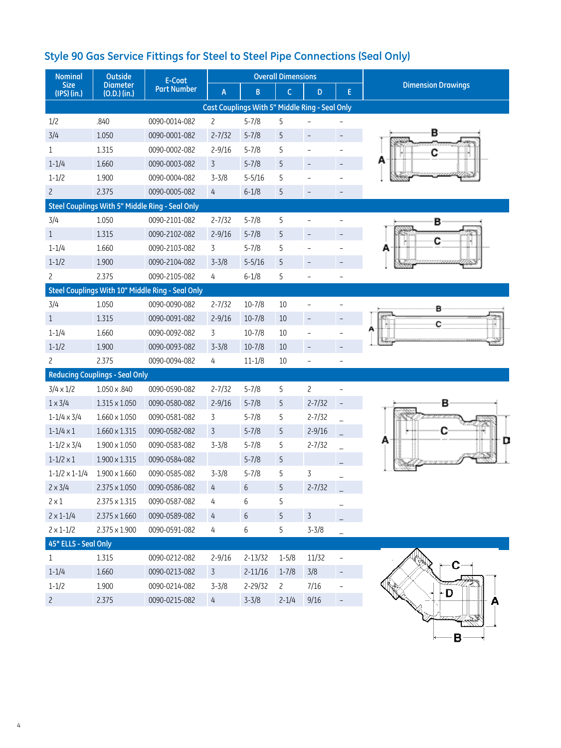## Style 90 Gas Service Fittings for Steel to Steel Pipe Connections (Seal Only)

| Nominal Size (IPS) (in.) | Outside Diameter (O.D.) (in.) | E-Coat Part Number | Overall Dimensions | | | | | Dimension Drawings |
|---|---|---|---|---|---|---|---|---|
| | | | A | B | C | D | E | |
| **Cast Couplings With 5" Middle Ring - Seal Only** | | | | | | | | |
| 1/2 | .840 | 0090-0014-082 | 2 | 5-7/8 | 5 | – | – | |
| 3/4 | 1.050 | 0090-0001-082 | 2-7/32 | 5-7/8 | 5 | – | – | |
| 1 | 1.315 | 0090-0002-082 | 2-9/16 | 5-7/8 | 5 | – | – | |
| 1-1/4 | 1.660 | 0090-0003-082 | 3 | 5-7/8 | 5 | – | – | |
| 1-1/2 | 1.900 | 0090-0004-082 | 3-3/8 | 5-5/16 | 5 | – | – | |
| 2 | 2.375 | 0090-0005-082 | 4 | 6-1/8 | 5 | – | – | |
| **Steel Couplings With 5" Middle Ring - Seal Only** | | | | | | | | |
| 3/4 | 1.050 | 0090-2101-082 | 2-7/32 | 5-7/8 | 5 | – | – | |
| 1 | 1.315 | 0090-2102-082 | 2-9/16 | 5-7/8 | 5 | – | – | |
| 1-1/4 | 1.660 | 0090-2103-082 | 3 | 5-7/8 | 5 | – | – | |
| 1-1/2 | 1.900 | 0090-2104-082 | 3-3/8 | 5-5/16 | 5 | – | – | |
| 2 | 2.375 | 0090-2105-082 | 4 | 6-1/8 | 5 | – | – | |
| **Steel Couplings With 10" Middle Ring - Seal Only** | | | | | | | | |
| 3/4 | 1.050 | 0090-0090-082 | 2-7/32 | 10-7/8 | 10 | – | – | |
| 1 | 1.315 | 0090-0091-082 | 2-9/16 | 10-7/8 | 10 | – | – | |
| 1-1/4 | 1.660 | 0090-0092-082 | 3 | 10-7/8 | 10 | – | – | |
| 1-1/2 | 1.900 | 0090-0093-082 | 3-3/8 | 10-7/8 | 10 | – | – | |
| 2 | 2.375 | 0090-0094-082 | 4 | 11-1/8 | 10 | – | – | |
| **Reducing Couplings - Seal Only** | | | | | | | | |
| 3/4 x 1/2 | 1.050 x .840 | 0090-0590-082 | 2-7/32 | 5-7/8 | 5 | 2 | – | |
| 1 x 3/4 | 1.315 x 1.050 | 0090-0580-082 | 2-9/16 | 5-7/8 | 5 | 2-7/32 | – | |
| 1-1/4 x 3/4 | 1.660 x 1.050 | 0090-0581-082 | 3 | 5-7/8 | 5 | 2-7/32 | – | |
| 1-1/4 x 1 | 1.660 x 1.315 | 0090-0582-082 | 3 | 5-7/8 | 5 | 2-9/16 | – | |
| 1-1/2 x 3/4 | 1.900 x 1.050 | 0090-0583-082 | 3-3/8 | 5-7/8 | 5 | 2-7/32 | – | |
| 1-1/2 x 1 | 1.900 x 1.315 | 0090-0584-082 | | 5-7/8 | 5 | | – | |
| 1-1/2 x 1-1/4 | 1.900 x 1.660 | 0090-0585-082 | 3-3/8 | 5-7/8 | 5 | 3 | – | |
| 2 x 3/4 | 2.375 x 1.050 | 0090-0586-082 | 4 | 6 | 5 | 2-7/32 | – | |
| 2 x 1 | 2.375 x 1.315 | 0090-0587-082 | 4 | 6 | 5 | | – | |
| 2 x 1-1/4 | 2.375 x 1.660 | 0090-0589-082 | 4 | 6 | 5 | 3 | – | |
| 2 x 1-1/2 | 2.375 x 1.900 | 0090-0591-082 | 4 | 6 | 5 | 3-3/8 | – | |
| **45° ELLS - Seal Only** | | | | | | | | |
| 1 | 1.315 | 0090-0212-082 | 2-9/16 | 2-13/32 | 1-5/8 | 11/32 | – | |
| 1-1/4 | 1.660 | 0090-0213-082 | 3 | 2-11/16 | 1-7/8 | 3/8 | – | |
| 1-1/2 | 1.900 | 0090-0214-082 | 3-3/8 | 2-29/32 | 2 | 7/16 | – | |
| 2 | 2.375 | 0090-0215-082 | 4 | 3-3/8 | 2-1/4 | 9/16 | – | |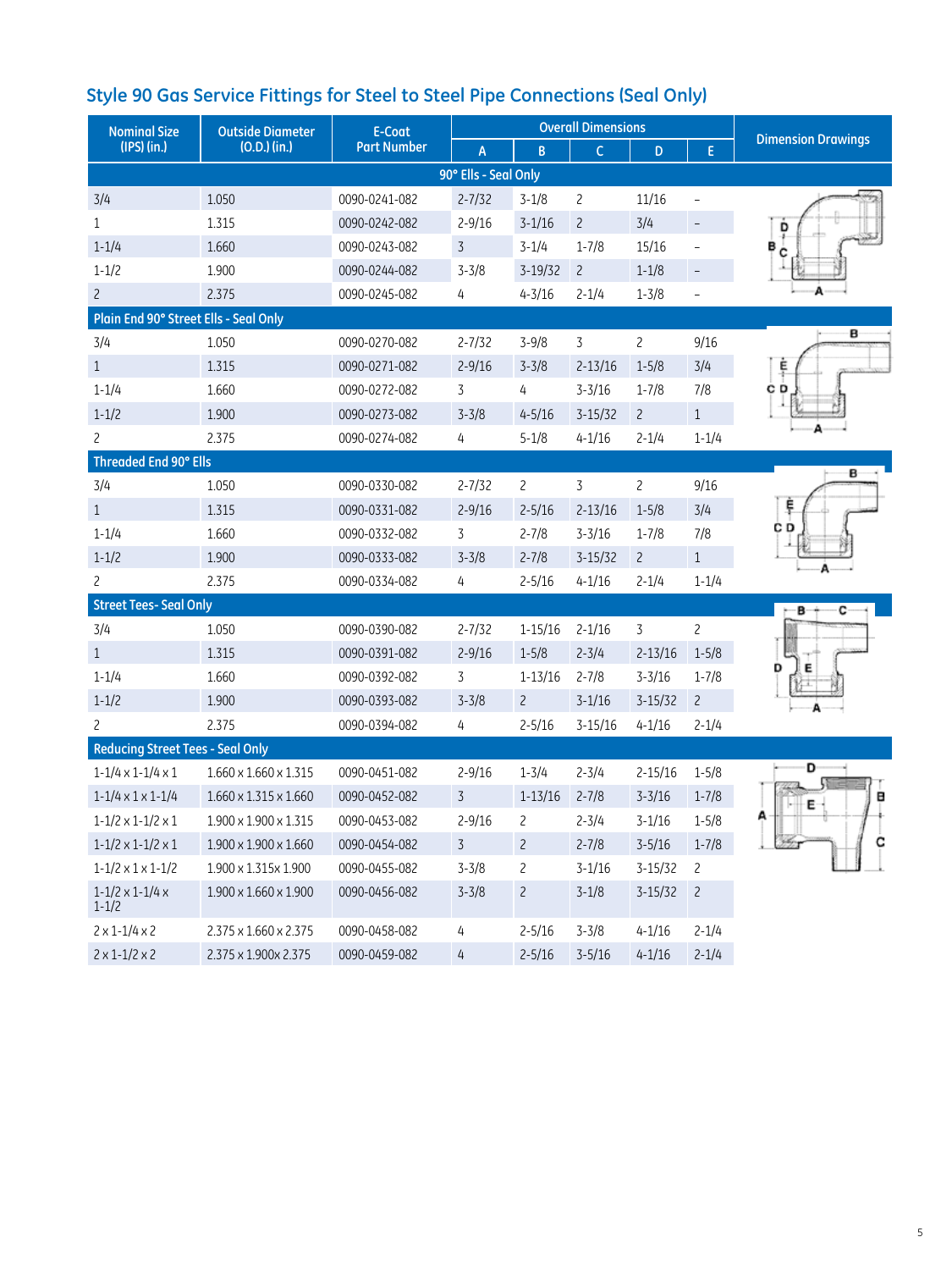## Style 90 Gas Service Fittings for Steel to Steel Pipe Connections (Seal Only)

| Nominal Size (IPS) (in.) | Outside Diameter (O.D.) (in.) | E-Coat Part Number | Overall Dimensions | | | | | Dimension Drawings |
|---|---|---|---|---|---|---|---|---|
| | | | A | B | C | D | E | |
| **90° Ells - Seal Only** | | | | | | | | |
| 3/4 | 1.050 | 0090-0241-082 | 2-7/32 | 3-1/8 | 2 | 11/16 | – | |
| 1 | 1.315 | 0090-0242-082 | 2-9/16 | 3-1/16 | 2 | 3/4 | – | |
| 1-1/4 | 1.660 | 0090-0243-082 | 3 | 3-1/4 | 1-7/8 | 15/16 | – | |
| 1-1/2 | 1.900 | 0090-0244-082 | 3-3/8 | 3-19/32 | 2 | 1-1/8 | – | |
| 2 | 2.375 | 0090-0245-082 | 4 | 4-3/16 | 2-1/4 | 1-3/8 | – | |
| **Plain End 90° Street Ells - Seal Only** | | | | | | | | |
| 3/4 | 1.050 | 0090-0270-082 | 2-7/32 | 3-9/8 | 3 | 2 | 9/16 | |
| 1 | 1.315 | 0090-0271-082 | 2-9/16 | 3-3/8 | 2-13/16 | 1-5/8 | 3/4 | |
| 1-1/4 | 1.660 | 0090-0272-082 | 3 | 4 | 3-3/16 | 1-7/8 | 7/8 | |
| 1-1/2 | 1.900 | 0090-0273-082 | 3-3/8 | 4-5/16 | 3-15/32 | 2 | 1 | |
| 2 | 2.375 | 0090-0274-082 | 4 | 5-1/8 | 4-1/16 | 2-1/4 | 1-1/4 | |
| **Threaded End 90° Ells** | | | | | | | | |
| 3/4 | 1.050 | 0090-0330-082 | 2-7/32 | 2 | 3 | 2 | 9/16 | |
| 1 | 1.315 | 0090-0331-082 | 2-9/16 | 2-5/16 | 2-13/16 | 1-5/8 | 3/4 | |
| 1-1/4 | 1.660 | 0090-0332-082 | 3 | 2-7/8 | 3-3/16 | 1-7/8 | 7/8 | |
| 1-1/2 | 1.900 | 0090-0333-082 | 3-3/8 | 2-7/8 | 3-15/32 | 2 | 1 | |
| 2 | 2.375 | 0090-0334-082 | 4 | 2-5/16 | 4-1/16 | 2-1/4 | 1-1/4 | |
| **Street Tees- Seal Only** | | | | | | | | |
| 3/4 | 1.050 | 0090-0390-082 | 2-7/32 | 1-15/16 | 2-1/16 | 3 | 2 | |
| 1 | 1.315 | 0090-0391-082 | 2-9/16 | 1-5/8 | 2-3/4 | 2-13/16 | 1-5/8 | |
| 1-1/4 | 1.660 | 0090-0392-082 | 3 | 1-13/16 | 2-7/8 | 3-3/16 | 1-7/8 | |
| 1-1/2 | 1.900 | 0090-0393-082 | 3-3/8 | 2 | 3-1/16 | 3-15/32 | 2 | |
| 2 | 2.375 | 0090-0394-082 | 4 | 2-5/16 | 3-15/16 | 4-1/16 | 2-1/4 | |
| **Reducing Street Tees - Seal Only** | | | | | | | | |
| 1-1/4 x 1-1/4 x 1 | 1.660 x 1.660 x 1.315 | 0090-0451-082 | 2-9/16 | 1-3/4 | 2-3/4 | 2-15/16 | 1-5/8 | |
| 1-1/4 x 1 x 1-1/4 | 1.660 x 1.315 x 1.660 | 0090-0452-082 | 3 | 1-13/16 | 2-7/8 | 3-3/16 | 1-7/8 | |
| 1-1/2 x 1-1/2 x 1 | 1.900 x 1.900 x 1.315 | 0090-0453-082 | 2-9/16 | 2 | 2-3/4 | 3-1/16 | 1-5/8 | |
| 1-1/2 x 1-1/2 x 1 | 1.900 x 1.900 x 1.660 | 0090-0454-082 | 3 | 2 | 2-7/8 | 3-5/16 | 1-7/8 | |
| 1-1/2 x 1 x 1-1/2 | 1.900 x 1.315x 1.900 | 0090-0455-082 | 3-3/8 | 2 | 3-1/16 | 3-15/32 | 2 | |
| 1-1/2 x 1-1/4 x 1-1/2 | 1.900 x 1.660 x 1.900 | 0090-0456-082 | 3-3/8 | 2 | 3-1/8 | 3-15/32 | 2 | |
| 2 x 1-1/4 x 2 | 2.375 x 1.660 x 2.375 | 0090-0458-082 | 4 | 2-5/16 | 3-3/8 | 4-1/16 | 2-1/4 | |
| 2 x 1-1/2 x 2 | 2.375 x 1.900x 2.375 | 0090-0459-082 | 4 | 2-5/16 | 3-5/16 | 4-1/16 | 2-1/4 | |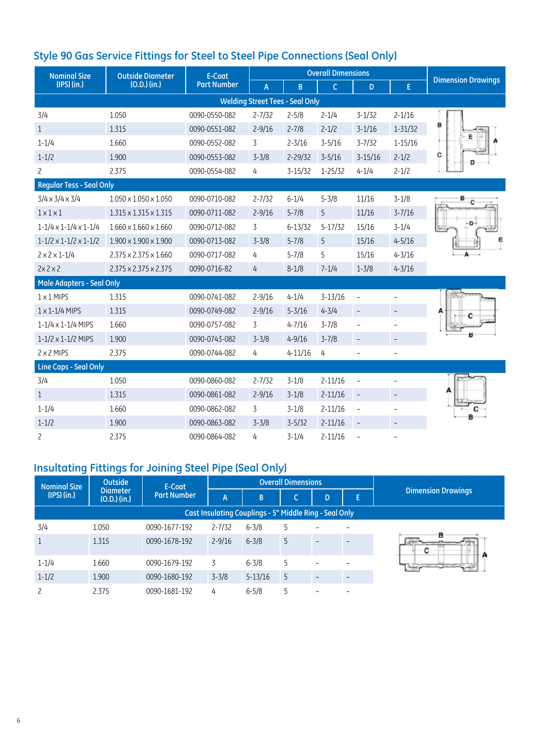## Style 90 Gas Service Fittings for Steel to Steel Pipe Connections (Seal Only)

| Nominal Size (IPS) (in.) | Outside Diameter (O.D.) (in.) | E-Coat Part Number | Overall Dimensions | | | | | Dimension Drawings |
|---|---|---|---|---|---|---|---|---|
| | | | A | B | C | D | E | |
| **Welding Street Tees - Seal Only** | | | | | | | | |
| 3/4 | 1.050 | 0090-0550-082 | 2-7/32 | 2-5/8 | 2-1/4 | 3-1/32 | 2-1/16 | |
| 1 | 1.315 | 0090-0551-082 | 2-9/16 | 2-7/8 | 2-1/2 | 3-1/16 | 1-31/32 | |
| 1-1/4 | 1.660 | 0090-0552-082 | 3 | 2-3/16 | 3-5/16 | 3-7/32 | 1-15/16 | |
| 1-1/2 | 1.900 | 0090-0553-082 | 3-3/8 | 2-29/32 | 3-5/16 | 3-15/16 | 2-1/2 | |
| 2 | 2.375 | 0090-0554-082 | 4 | 3-15/32 | 1-25/32 | 4-1/4 | 2-1/2 | |
| **Regular Tess - Seal Only** | | | | | | | | |
| 3/4 x 3/4 x 3/4 | 1.050 x 1.050 x 1.050 | 0090-0710-082 | 2-7/32 | 6-1/4 | 5-3/8 | 11/16 | 3-1/8 | |
| 1 x 1 x 1 | 1.315 x 1.315 x 1.315 | 0090-0711-082 | 2-9/16 | 5-7/8 | 5 | 11/16 | 3-7/16 | |
| 1-1/4 x 1-1/4 x 1-1/4 | 1.660 x 1.660 x 1.660 | 0090-0712-082 | 3 | 6-13/32 | 5-17/32 | 15/16 | 3-1/4 | |
| 1-1/2 x 1-1/2 x 1-1/2 | 1.900 x 1.900 x 1.900 | 0090-0713-082 | 3-3/8 | 5-7/8 | 5 | 15/16 | 4-5/16 | |
| 2 x 2 x 1-1/4 | 2.375 x 2.375 x 1.660 | 0090-0717-082 | 4 | 5-7/8 | 5 | 15/16 | 4-3/16 | |
| 2x 2 x 2 | 2.375 x 2.375 x 2.375 | 0090-0716-82 | 4 | 8-1/8 | 7-1/4 | 1-3/8 | 4-3/16 | |
| **Male Adapters - Seal Only** | | | | | | | | |
| 1 x 1 MIPS | 1.315 | 0090-0741-082 | 2-9/16 | 4-1/4 | 3-13/16 | – | – | |
| 1 x 1-1/4 MIPS | 1.315 | 0090-0749-082 | 2-9/16 | 5-3/16 | 4-3/4 | – | – | |
| 1-1/4 x 1-1/4 MIPS | 1.660 | 0090-0757-082 | 3 | 4-7/16 | 3-7/8 | – | – | |
| 1-1/2 x 1-1/2 MIPS | 1.900 | 0090-0743-082 | 3-3/8 | 4-9/16 | 3-7/8 | – | – | |
| 2 x 2 MIPS | 2.375 | 0090-0744-082 | 4 | 4-11/16 | 4 | – | – | |
| **Line Caps - Seal Only** | | | | | | | | |
| 3/4 | 1.050 | 0090-0860-082 | 2-7/32 | 3-1/8 | 2-11/16 | – | – | |
| 1 | 1.315 | 0090-0861-082 | 2-9/16 | 3-1/8 | 2-11/16 | – | – | |
| 1-1/4 | 1.660 | 0090-0862-082 | 3 | 3-1/8 | 2-11/16 | – | – | |
| 1-1/2 | 1.900 | 0090-0863-082 | 3-3/8 | 3-5/32 | 2-11/16 | – | – | |
| 2 | 2.375 | 0090-0864-082 | 4 | 3-1/4 | 2-11/16 | – | – | |

## Insultating Fittings for Joining Steel Pipe (Seal Only)

| Nominal Size (IPS) (in.) | Outside Diameter (O.D.) (in.) | E-Coat Part Number | Overall Dimensions | | | | | Dimension Drawings |
|---|---|---|---|---|---|---|---|---|
| | | | A | B | C | D | E | |
| **Cast Insulating Couplings - 5" Middle Ring - Seal Only** | | | | | | | | |
| 3/4 | 1.050 | 0090-1677-192 | 2-7/32 | 6-3/8 | 5 | – | – | |
| 1 | 1.315 | 0090-1678-192 | 2-9/16 | 6-3/8 | 5 | – | – | |
| 1-1/4 | 1.660 | 0090-1679-192 | 3 | 6-3/8 | 5 | – | – | |
| 1-1/2 | 1.900 | 0090-1680-192 | 3-3/8 | 5-13/16 | 5 | – | – | |
| 2 | 2.375 | 0090-1681-192 | 4 | 6-5/8 | 5 | – | – | |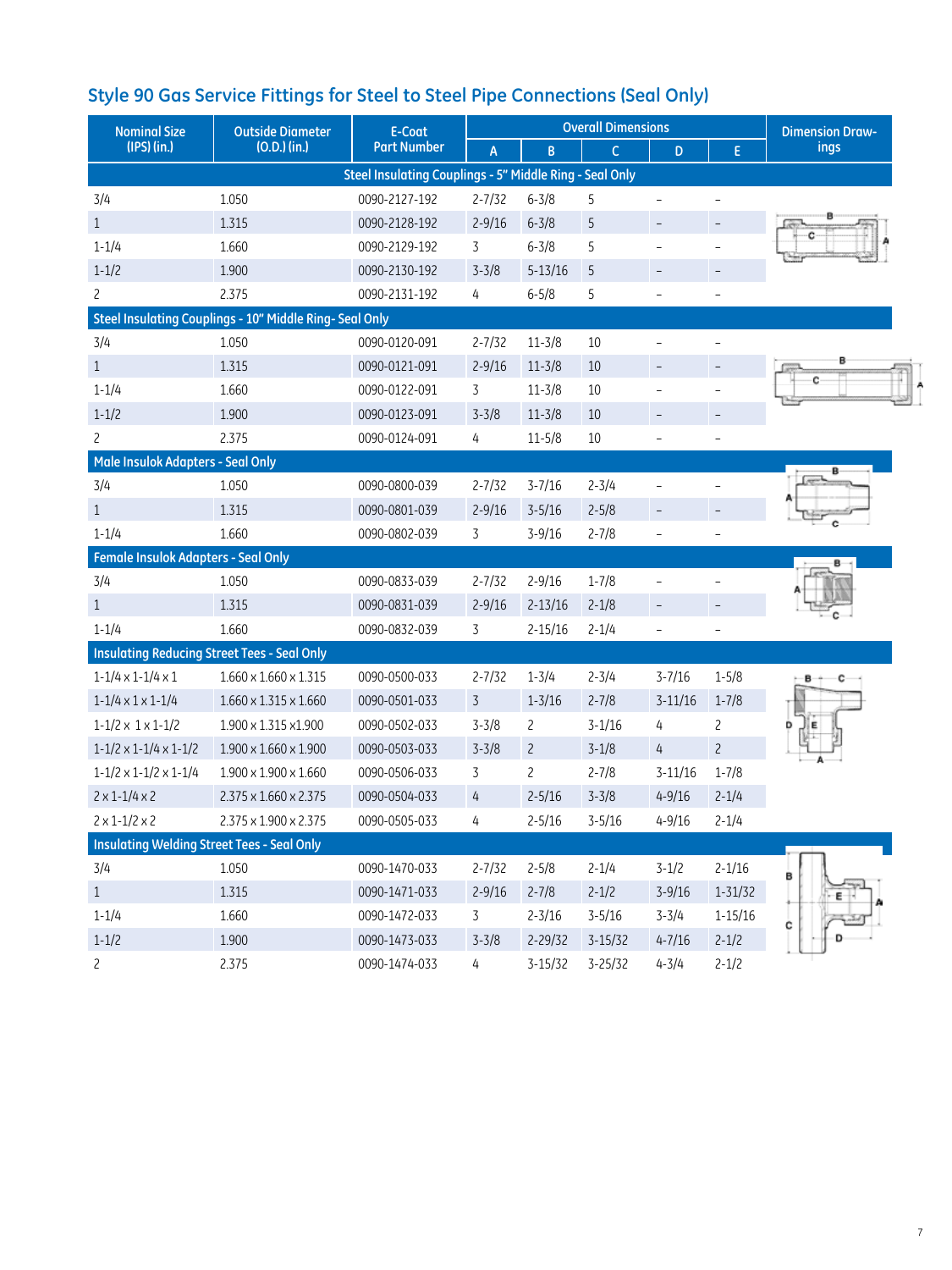## Style 90 Gas Service Fittings for Steel to Steel Pipe Connections (Seal Only)

| Nominal Size (IPS) (in.) | Outside Diameter (O.D.) (in.) | E-Coat Part Number | Overall Dimensions | | | | | Dimension Drawings |
|---|---|---|---|---|---|---|---|---|
| | | | A | B | C | D | E | |
| **Steel Insulating Couplings - 5" Middle Ring - Seal Only** | | | | | | | | |
| 3/4 | 1.050 | 0090-2127-192 | 2-7/32 | 6-3/8 | 5 | – | – | |
| 1 | 1.315 | 0090-2128-192 | 2-9/16 | 6-3/8 | 5 | – | – | |
| 1-1/4 | 1.660 | 0090-2129-192 | 3 | 6-3/8 | 5 | – | – | |
| 1-1/2 | 1.900 | 0090-2130-192 | 3-3/8 | 5-13/16 | 5 | – | – | |
| 2 | 2.375 | 0090-2131-192 | 4 | 6-5/8 | 5 | – | – | |
| **Steel Insulating Couplings - 10" Middle Ring- Seal Only** | | | | | | | | |
| 3/4 | 1.050 | 0090-0120-091 | 2-7/32 | 11-3/8 | 10 | – | – | |
| 1 | 1.315 | 0090-0121-091 | 2-9/16 | 11-3/8 | 10 | – | – | |
| 1-1/4 | 1.660 | 0090-0122-091 | 3 | 11-3/8 | 10 | – | – | |
| 1-1/2 | 1.900 | 0090-0123-091 | 3-3/8 | 11-3/8 | 10 | – | – | |
| 2 | 2.375 | 0090-0124-091 | 4 | 11-5/8 | 10 | – | – | |
| **Male Insulok Adapters - Seal Only** | | | | | | | | |
| 3/4 | 1.050 | 0090-0800-039 | 2-7/32 | 3-7/16 | 2-3/4 | – | – | |
| 1 | 1.315 | 0090-0801-039 | 2-9/16 | 3-5/16 | 2-5/8 | – | – | |
| 1-1/4 | 1.660 | 0090-0802-039 | 3 | 3-9/16 | 2-7/8 | – | – | |
| **Female Insulok Adapters - Seal Only** | | | | | | | | |
| 3/4 | 1.050 | 0090-0833-039 | 2-7/32 | 2-9/16 | 1-7/8 | – | – | |
| 1 | 1.315 | 0090-0831-039 | 2-9/16 | 2-13/16 | 2-1/8 | – | – | |
| 1-1/4 | 1.660 | 0090-0832-039 | 3 | 2-15/16 | 2-1/4 | – | – | |
| **Insulating Reducing Street Tees - Seal Only** | | | | | | | | |
| 1-1/4 x 1-1/4 x 1 | 1.660 x 1.660 x 1.315 | 0090-0500-033 | 2-7/32 | 1-3/4 | 2-3/4 | 3-7/16 | 1-5/8 | |
| 1-1/4 x 1 x 1-1/4 | 1.660 x 1.315 x 1.660 | 0090-0501-033 | 3 | 1-3/16 | 2-7/8 | 3-11/16 | 1-7/8 | |
| 1-1/2 x 1 x 1-1/2 | 1.900 x 1.315 x1.900 | 0090-0502-033 | 3-3/8 | 2 | 3-1/16 | 4 | 2 | |
| 1-1/2 x 1-1/4 x 1-1/2 | 1.900 x 1.660 x 1.900 | 0090-0503-033 | 3-3/8 | 2 | 3-1/8 | 4 | 2 | |
| 1-1/2 x 1-1/2 x 1-1/4 | 1.900 x 1.900 x 1.660 | 0090-0506-033 | 3 | 2 | 2-7/8 | 3-11/16 | 1-7/8 | |
| 2 x 1-1/4 x 2 | 2.375 x 1.660 x 2.375 | 0090-0504-033 | 4 | 2-5/16 | 3-3/8 | 4-9/16 | 2-1/4 | |
| 2 x 1-1/2 x 2 | 2.375 x 1.900 x 2.375 | 0090-0505-033 | 4 | 2-5/16 | 3-5/16 | 4-9/16 | 2-1/4 | |
| **Insulating Welding Street Tees - Seal Only** | | | | | | | | |
| 3/4 | 1.050 | 0090-1470-033 | 2-7/32 | 2-5/8 | 2-1/4 | 3-1/2 | 2-1/16 | |
| 1 | 1.315 | 0090-1471-033 | 2-9/16 | 2-7/8 | 2-1/2 | 3-9/16 | 1-31/32 | |
| 1-1/4 | 1.660 | 0090-1472-033 | 3 | 2-3/16 | 3-5/16 | 3-3/4 | 1-15/16 | |
| 1-1/2 | 1.900 | 0090-1473-033 | 3-3/8 | 2-29/32 | 3-15/32 | 4-7/16 | 2-1/2 | |
| 2 | 2.375 | 0090-1474-033 | 4 | 3-15/32 | 3-25/32 | 4-3/4 | 2-1/2 | |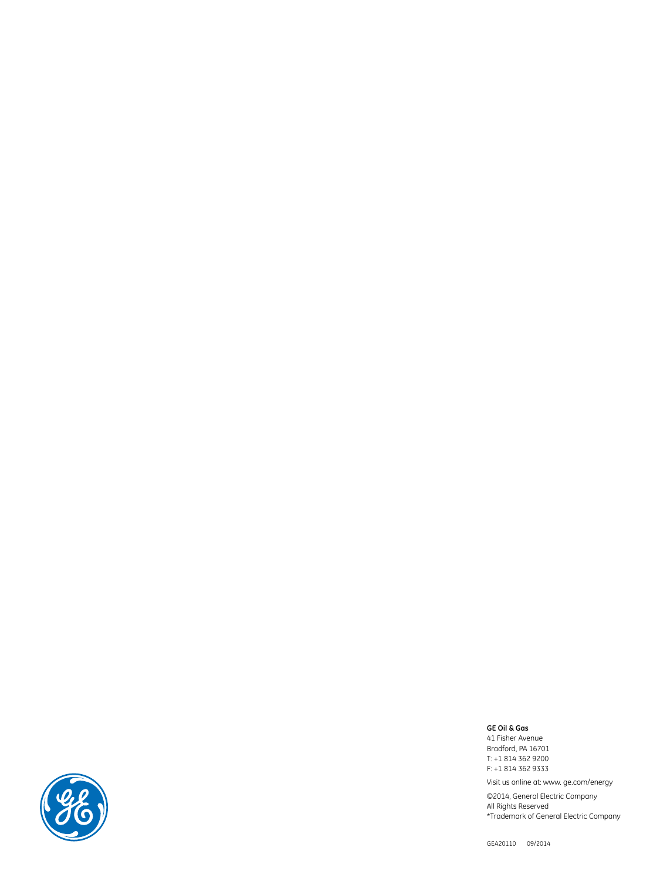**GE Oil & Gas**
41 Fisher Avenue
Bradford, PA 16701
T: +1 814 362 9200
F: +1 814 362 9333

Visit us online at: www. ge.com/energy

©2014, General Electric Company
All Rights Reserved
*Trademark of General Electric Company

GEA20110 09/2014